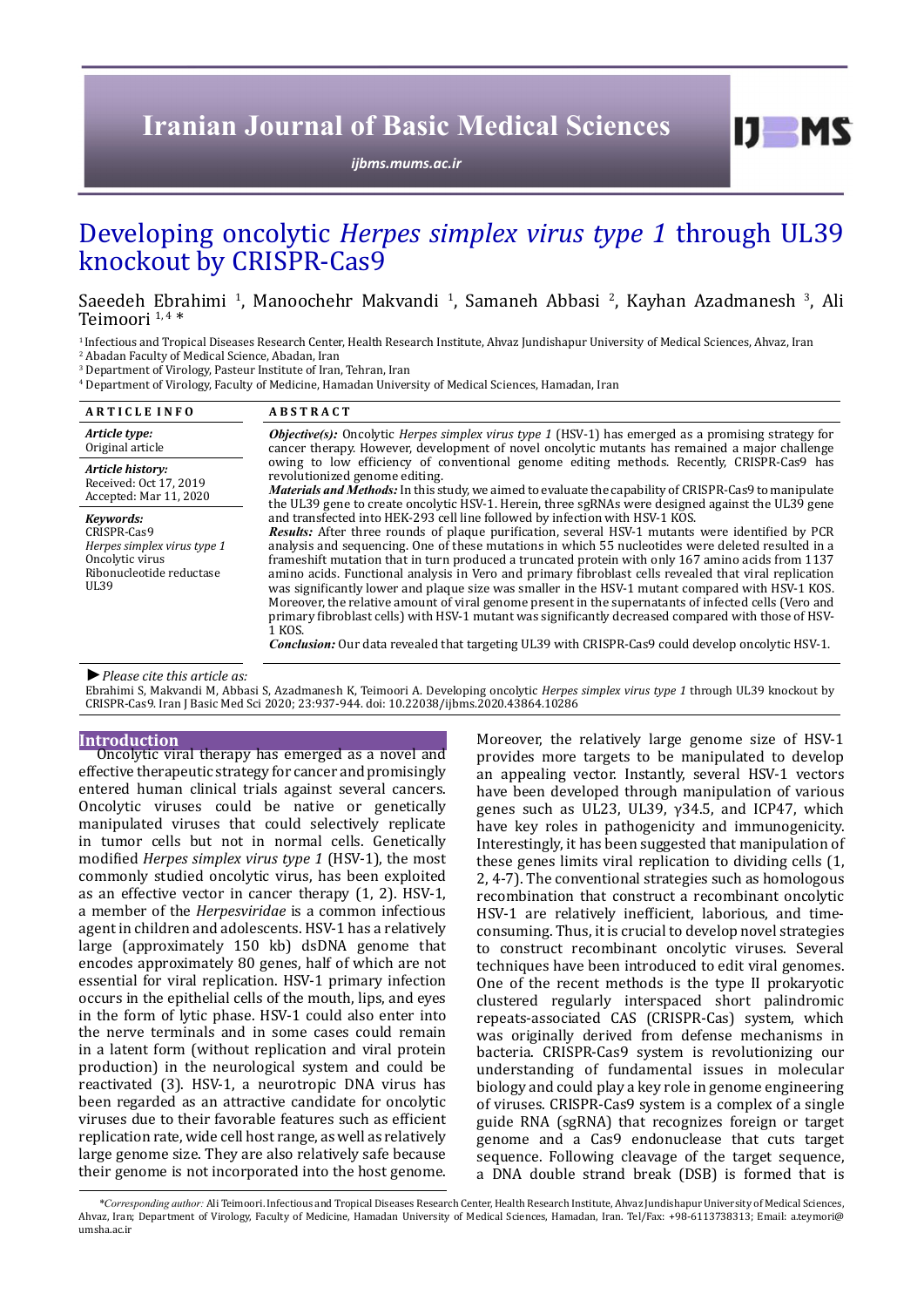# Developing oncolytic *Herpes simplex virus type 1* through UL39 knockout by CRISPR-Cas9

Saeedeh Ebrahimi [1], Manoochehr Makvandi [1], Samaneh Abbasi [2], Kayhan Azadmanesh [3], Ali Teimoori [1, 4] *

[1] Infectious and Tropical Diseases Research Center, Health Research Institute, Ahvaz Jundishapur University of Medical Sciences, Ahvaz, Iran
[2] Abadan Faculty of Medical Science, Abadan, Iran
[3] Department of Virology, Pasteur Institute of Iran, Tehran, Iran
[4] Department of Virology, Faculty of Medicine, Hamadan University of Medical Sciences, Hamadan, Iran

**ARTICLE INFO**

*Article type:*
Original article

*Article history:*
Received: Oct 17, 2019
Accepted: Mar 11, 2020

*Keywords:*
CRISPR-Cas9
*Herpes simplex virus type 1*
Oncolytic virus
Ribonucleotide reductase
UL39

**ABSTRACT**

***Objective(s):*** Oncolytic *Herpes simplex virus type 1* (HSV-1) has emerged as a promising strategy for cancer therapy. However, development of novel oncolytic mutants has remained a major challenge owing to low efficiency of conventional genome editing methods. Recently, CRISPR-Cas9 has revolutionized genome editing.

***Materials and Methods:*** In this study, we aimed to evaluate the capability of CRISPR-Cas9 to manipulate the UL39 gene to create oncolytic HSV-1. Herein, three sgRNAs were designed against the UL39 gene and transfected into HEK-293 cell line followed by infection with HSV-1 KOS.

***Results:*** After three rounds of plaque purification, several HSV-1 mutants were identified by PCR analysis and sequencing. One of these mutations in which 55 nucleotides were deleted resulted in a frameshift mutation that in turn produced a truncated protein with only 167 amino acids from 1137 amino acids. Functional analysis in Vero and primary fibroblast cells revealed that viral replication was significantly lower and plaque size was smaller in the HSV-1 mutant compared with HSV-1 KOS. Moreover, the relative amount of viral genome present in the supernatants of infected cells (Vero and primary fibroblast cells) with HSV-1 mutant was significantly decreased compared with those of HSV-1 KOS.

***Conclusion:*** Our data revealed that targeting UL39 with CRISPR-Cas9 could develop oncolytic HSV-1.

► *Please cite this article as:*
Ebrahimi S, Makvandi M, Abbasi S, Azadmanesh K, Teimoori A. Developing oncolytic *Herpes simplex virus type 1* through UL39 knockout by CRISPR-Cas9. Iran J Basic Med Sci 2020; 23:937-944. doi: 10.22038/ijbms.2020.43864.10286

## Introduction

Oncolytic viral therapy has emerged as a novel and effective therapeutic strategy for cancer and promisingly entered human clinical trials against several cancers. Oncolytic viruses could be native or genetically manipulated viruses that could selectively replicate in tumor cells but not in normal cells. Genetically modified *Herpes simplex virus type 1* (HSV-1), the most commonly studied oncolytic virus, has been exploited as an effective vector in cancer therapy (1, 2). HSV-1, a member of the *Herpesviridae* is a common infectious agent in children and adolescents. HSV-1 has a relatively large (approximately 150 kb) dsDNA genome that encodes approximately 80 genes, half of which are not essential for viral replication. HSV-1 primary infection occurs in the epithelial cells of the mouth, lips, and eyes in the form of lytic phase. HSV-1 could also enter into the nerve terminals and in some cases could remain in a latent form (without replication and viral protein production) in the neurological system and could be reactivated (3). HSV-1, a neurotropic DNA virus has been regarded as an attractive candidate for oncolytic viruses due to their favorable features such as efficient replication rate, wide cell host range, as well as relatively large genome size. They are also relatively safe because their genome is not incorporated into the host genome. Moreover, the relatively large genome size of HSV-1 provides more targets to be manipulated to develop an appealing vector. Instantly, several HSV-1 vectors have been developed through manipulation of various genes such as UL23, UL39, γ34.5, and ICP47, which have key roles in pathogenicity and immunogenicity. Interestingly, it has been suggested that manipulation of these genes limits viral replication to dividing cells (1, 2, 4-7). The conventional strategies such as homologous recombination that construct a recombinant oncolytic HSV-1 are relatively inefficient, laborious, and time-consuming. Thus, it is crucial to develop novel strategies to construct recombinant oncolytic viruses. Several techniques have been introduced to edit viral genomes. One of the recent methods is the type II prokaryotic clustered regularly interspaced short palindromic repeats-associated CAS (CRISPR-Cas) system, which was originally derived from defense mechanisms in bacteria. CRISPR-Cas9 system is revolutionizing our understanding of fundamental issues in molecular biology and could play a key role in genome engineering of viruses. CRISPR-Cas9 system is a complex of a single guide RNA (sgRNA) that recognizes foreign or target genome and a Cas9 endonuclease that cuts target sequence. Following cleavage of the target sequence, a DNA double strand break (DSB) is formed that is

*Corresponding author: Ali Teimoori. Infectious and Tropical Diseases Research Center, Health Research Institute, Ahvaz Jundishapur University of Medical Sciences, Ahvaz, Iran; Department of Virology, Faculty of Medicine, Hamadan University of Medical Sciences, Hamadan, Iran. Tel/Fax: +98-6113738313; Email: a.teymori@umsha.ac.ir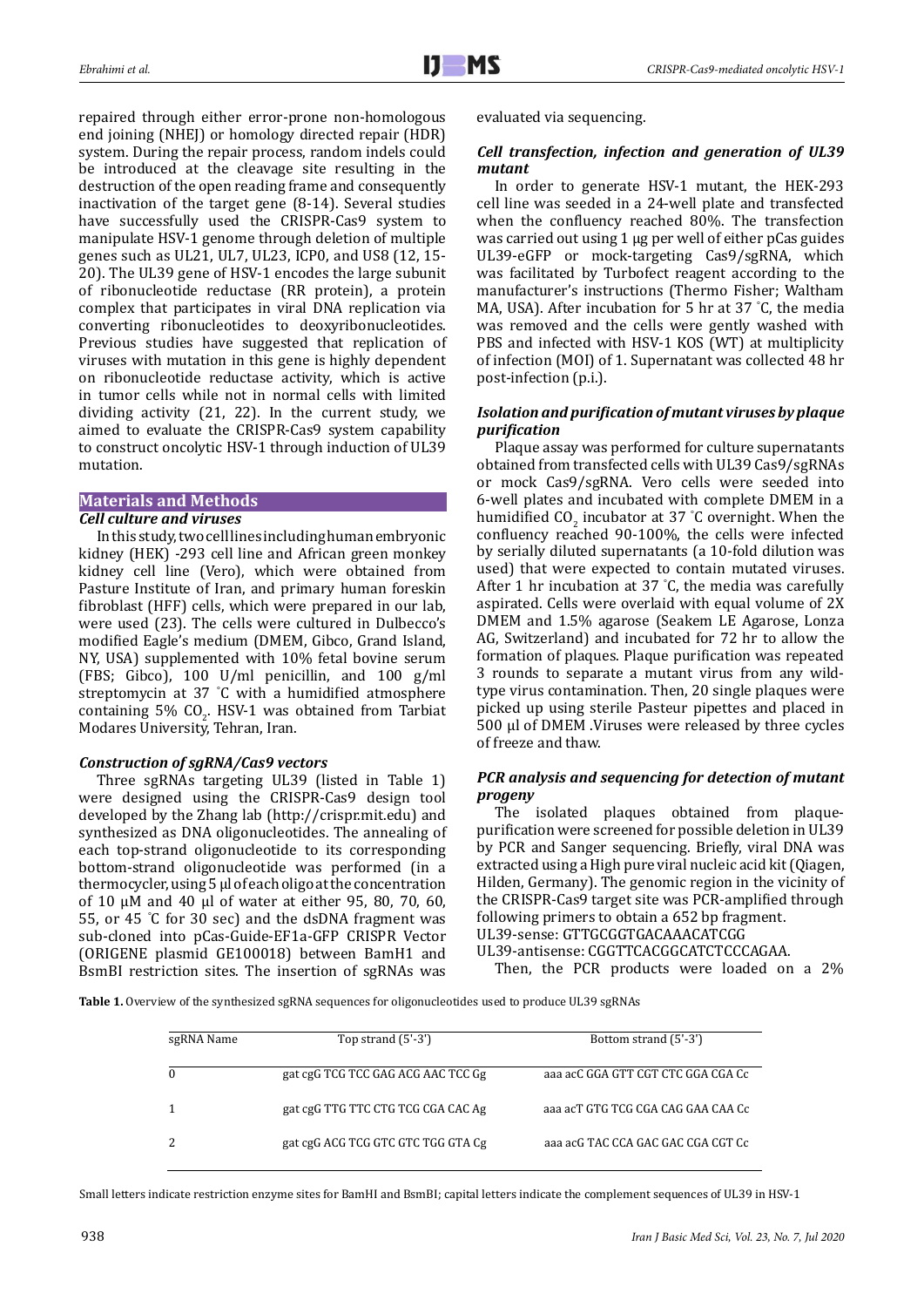repaired through either error-prone non-homologous end joining (NHEJ) or homology directed repair (HDR) system. During the repair process, random indels could be introduced at the cleavage site resulting in the destruction of the open reading frame and consequently inactivation of the target gene (8-14). Several studies have successfully used the CRISPR-Cas9 system to manipulate HSV-1 genome through deletion of multiple genes such as UL21, UL7, UL23, ICP0, and US8 (12, 15-20). The UL39 gene of HSV-1 encodes the large subunit of ribonucleotide reductase (RR protein), a protein complex that participates in viral DNA replication via converting ribonucleotides to deoxyribonucleotides. Previous studies have suggested that replication of viruses with mutation in this gene is highly dependent on ribonucleotide reductase activity, which is active in tumor cells while not in normal cells with limited dividing activity (21, 22). In the current study, we aimed to evaluate the CRISPR-Cas9 system capability to construct oncolytic HSV-1 through induction of UL39 mutation.

## Materials and Methods

### *Cell culture and viruses*

In this study, two cell lines including human embryonic kidney (HEK) -293 cell line and African green monkey kidney cell line (Vero), which were obtained from Pasture Institute of Iran, and primary human foreskin fibroblast (HFF) cells, which were prepared in our lab, were used (23). The cells were cultured in Dulbecco's modified Eagle's medium (DMEM, Gibco, Grand Island, NY, USA) supplemented with 10% fetal bovine serum (FBS; Gibco), 100 U/ml penicillin, and 100 g/ml streptomycin at 37 °C with a humidified atmosphere containing 5% $CO_2$. HSV-1 was obtained from Tarbiat Modares University, Tehran, Iran.

### *Construction of sgRNA/Cas9 vectors*

Three sgRNAs targeting UL39 (listed in Table 1) were designed using the CRISPR-Cas9 design tool developed by the Zhang lab (http://crispr.mit.edu) and synthesized as DNA oligonucleotides. The annealing of each top-strand oligonucleotide to its corresponding bottom-strand oligonucleotide was performed (in a thermocycler, using 5 µl of each oligo at the concentration of 10 µM and 40 µl of water at either 95, 80, 70, 60, 55, or 45 °C for 30 sec) and the dsDNA fragment was sub-cloned into pCas-Guide-EF1a-GFP CRISPR Vector (ORIGENE plasmid GE100018) between BamH1 and BsmBI restriction sites. The insertion of sgRNAs was evaluated via sequencing.

### *Cell transfection, infection and generation of UL39 mutant*

In order to generate HSV-1 mutant, the HEK-293 cell line was seeded in a 24-well plate and transfected when the confluency reached 80%. The transfection was carried out using 1 µg per well of either pCas guides UL39-eGFP or mock-targeting Cas9/sgRNA, which was facilitated by Turbofect reagent according to the manufacturer's instructions (Thermo Fisher; Waltham MA, USA). After incubation for 5 hr at 37 °C, the media was removed and the cells were gently washed with PBS and infected with HSV-1 KOS (WT) at multiplicity of infection (MOI) of 1. Supernatant was collected 48 hr post-infection (p.i.).

### *Isolation and purification of mutant viruses by plaque purification*

Plaque assay was performed for culture supernatants obtained from transfected cells with UL39 Cas9/sgRNAs or mock Cas9/sgRNA. Vero cells were seeded into 6-well plates and incubated with complete DMEM in a humidified $CO_2$ incubator at 37 °C overnight. When the confluency reached 90-100%, the cells were infected by serially diluted supernatants (a 10-fold dilution was used) that were expected to contain mutated viruses. After 1 hr incubation at 37 °C, the media was carefully aspirated. Cells were overlaid with equal volume of 2X DMEM and 1.5% agarose (Seakem LE Agarose, Lonza AG, Switzerland) and incubated for 72 hr to allow the formation of plaques. Plaque purification was repeated 3 rounds to separate a mutant virus from any wild-type virus contamination. Then, 20 single plaques were picked up using sterile Pasteur pipettes and placed in 500 µl of DMEM .Viruses were released by three cycles of freeze and thaw.

### *PCR analysis and sequencing for detection of mutant progeny*

The isolated plaques obtained from plaque-purification were screened for possible deletion in UL39 by PCR and Sanger sequencing. Briefly, viral DNA was extracted using a High pure viral nucleic acid kit (Qiagen, Hilden, Germany). The genomic region in the vicinity of the CRISPR-Cas9 target site was PCR-amplified through following primers to obtain a 652 bp fragment.

UL39-sense: GTTGCGGTGACAAACATCGG

UL39-antisense: CGGTTCACGGCATCTCCCAGAA.

Then, the PCR products were loaded on a 2%

**Table 1.** Overview of the synthesized sgRNA sequences for oligonucleotides used to produce UL39 sgRNAs

| sgRNA Name | Top strand (5'-3') | Bottom strand (5'-3') |
|---|---|---|
| 0 | gat cgG TCG TCC GAG ACG AAC TCC Gg | aaa acC GGA GTT CGT CTC GGA CGA Cc |
| 1 | gat cgG TTG TTC CTG TCG CGA CAC Ag | aaa acT GTG TCG CGA CAG GAA CAA Cc |
| 2 | gat cgG ACG TCG GTC GTC TGG GTA Cg | aaa acG TAC CCA GAC GAC CGA CGT Cc |

Small letters indicate restriction enzyme sites for BamHI and BsmBI; capital letters indicate the complement sequences of UL39 in HSV-1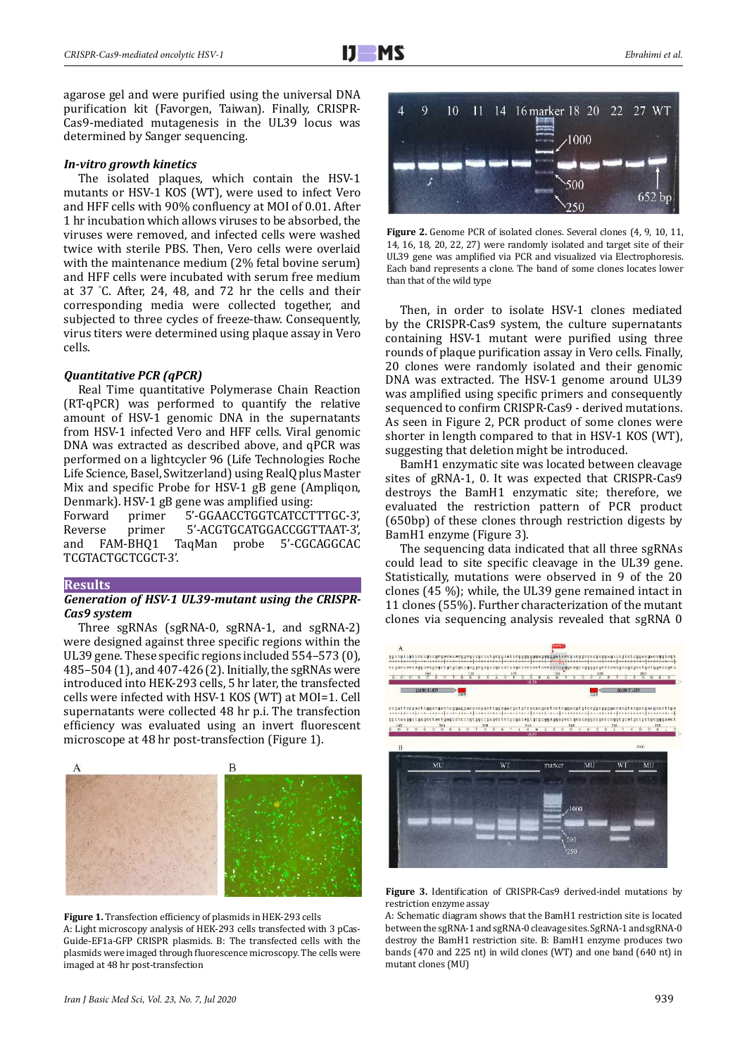agarose gel and were purified using the universal DNA purification kit (Favorgen, Taiwan). Finally, CRISPR-Cas9-mediated mutagenesis in the UL39 locus was determined by Sanger sequencing.

### *In-vitro growth kinetics*

The isolated plaques, which contain the HSV-1 mutants or HSV-1 KOS (WT), were used to infect Vero and HFF cells with 90% confluency at MOI of 0.01. After 1 hr incubation which allows viruses to be absorbed, the viruses were removed, and infected cells were washed twice with sterile PBS. Then, Vero cells were overlaid with the maintenance medium (2% fetal bovine serum) and HFF cells were incubated with serum free medium at 37 ˚C. After, 24, 48, and 72 hr the cells and their corresponding media were collected together, and subjected to three cycles of freeze-thaw. Consequently, virus titers were determined using plaque assay in Vero cells.

### *Quantitative PCR (qPCR)*

Real Time quantitative Polymerase Chain Reaction (RT-qPCR) was performed to quantify the relative amount of HSV-1 genomic DNA in the supernatants from HSV-1 infected Vero and HFF cells. Viral genomic DNA was extracted as described above, and qPCR was performed on a lightcycler 96 (Life Technologies Roche Life Science, Basel, Switzerland) using RealQ plus Master Mix and specific Probe for HSV-1 gB gene (Ampliqon, Denmark). HSV-1 gB gene was amplified using:
Forward primer 5'-GGAACCTGGTCATCCTTTGC-3', Reverse primer 5'-ACGTGCATGGACCGGTTAAT-3', and FAM-BHQ1 TaqMan probe 5'-CGCAGGCAC TCGTACTGCTCGCT-3'.

## Results

### *Generation of HSV-1 UL39-mutant using the CRISPR-Cas9 system*

Three sgRNAs (sgRNA-0, sgRNA-1, and sgRNA-2) were designed against three specific regions within the UL39 gene. These specific regions included 554–573 (0), 485–504 (1), and 407-426 (2). Initially, the sgRNAs were introduced into HEK-293 cells, 5 hr later, the transfected cells were infected with HSV-1 KOS (WT) at MOI=1. Cell supernatants were collected 48 hr p.i. The transfection efficiency was evaluated using an invert fluorescent microscope at 48 hr post-transfection (Figure 1).

**Figure 1.** Transfection efficiency of plasmids in HEK-293 cells
A: Light microscopy analysis of HEK-293 cells transfected with 3 pCas-Guide-EF1a-GFP CRISPR plasmids. B: The transfected cells with the plasmids were imaged through fluorescence microscopy. The cells were imaged at 48 hr post-transfection

**Figure 2.** Genome PCR of isolated clones. Several clones (4, 9, 10, 11, 14, 16, 18, 20, 22, 27) were randomly isolated and target site of their UL39 gene was amplified via PCR and visualized via Electrophoresis. Each band represents a clone. The band of some clones locates lower than that of the wild type

Then, in order to isolate HSV-1 clones mediated by the CRISPR-Cas9 system, the culture supernatants containing HSV-1 mutant were purified using three rounds of plaque purification assay in Vero cells. Finally, 20 clones were randomly isolated and their genomic DNA was extracted. The HSV-1 genome around UL39 was amplified using specific primers and consequently sequenced to confirm CRISPR-Cas9 - derived mutations. As seen in Figure 2, PCR product of some clones were shorter in length compared to that in HSV-1 KOS (WT), suggesting that deletion might be introduced.

BamH1 enzymatic site was located between cleavage sites of gRNA-1, 0. It was expected that CRISPR-Cas9 destroys the BamH1 enzymatic site; therefore, we evaluated the restriction pattern of PCR product (650bp) of these clones through restriction digests by BamH1 enzyme (Figure 3).

The sequencing data indicated that all three sgRNAs could lead to site specific cleavage in the UL39 gene. Statistically, mutations were observed in 9 of the 20 clones (45 %); while, the UL39 gene remained intact in 11 clones (55%). Further characterization of the mutant clones via sequencing analysis revealed that sgRNA 0

**Figure 3.** Identification of CRISPR-Cas9 derived-indel mutations by restriction enzyme assay
A: Schematic diagram shows that the BamH1 restriction site is located between the sgRNA-1 and sgRNA-0 cleavage sites. SgRNA-1 and sgRNA-0 destroy the BamH1 restriction site. B: BamH1 enzyme produces two bands (470 and 225 nt) in wild clones (WT) and one band (640 nt) in mutant clones (MU)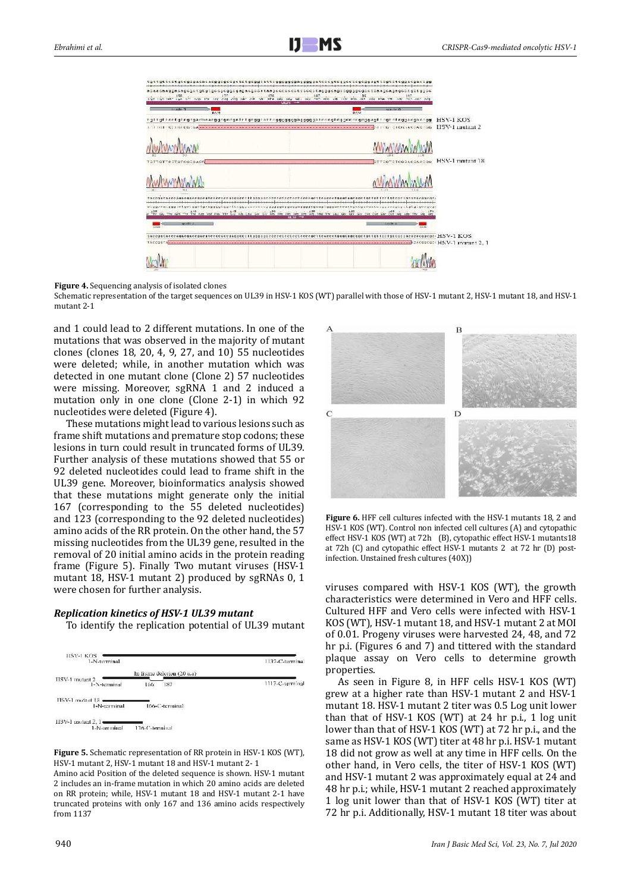**Figure 4.** Sequencing analysis of isolated clones

Schematic representation of the target sequences on UL39 in HSV-1 KOS (WT) parallel with those of HSV-1 mutant 2, HSV-1 mutant 18, and HSV-1 mutant 2-1

and 1 could lead to 2 different mutations. In one of the mutations that was observed in the majority of mutant clones (clones 18, 20, 4, 9, 27, and 10) 55 nucleotides were deleted; while, in another mutation which was detected in one mutant clone (Clone 2) 57 nucleotides were missing. Moreover, sgRNA 1 and 2 induced a mutation only in one clone (Clone 2-1) in which 92 nucleotides were deleted (Figure 4).

These mutations might lead to various lesions such as frame shift mutations and premature stop codons; these lesions in turn could result in truncated forms of UL39. Further analysis of these mutations showed that 55 or 92 deleted nucleotides could lead to frame shift in the UL39 gene. Moreover, bioinformatics analysis showed that these mutations might generate only the initial 167 (corresponding to the 55 deleted nucleotides) and 123 (corresponding to the 92 deleted nucleotides) amino acids of the RR protein. On the other hand, the 57 missing nucleotides from the UL39 gene, resulted in the removal of 20 initial amino acids in the protein reading frame (Figure 5). Finally Two mutant viruses (HSV-1 mutant 18, HSV-1 mutant 2) produced by sgRNAs 0, 1 were chosen for further analysis.

### *Replication kinetics of HSV-1 UL39 mutant*

To identify the replication potential of UL39 mutant

**Figure 5.** Schematic representation of RR protein in HSV-1 KOS (WT), HSV-1 mutant 2, HSV-1 mutant 18 and HSV-1 mutant 2- 1

Amino acid Position of the deleted sequence is shown. HSV-1 mutant 2 includes an in-frame mutation in which 20 amino acids are deleted on RR protein; while, HSV-1 mutant 18 and HSV-1 mutant 2-1 have truncated proteins with only 167 and 136 amino acids respectively from 1137

**Figure 6.** HFF cell cultures infected with the HSV-1 mutants 18, 2 and HSV-1 KOS (WT). Control non infected cell cultures (A) and cytopathic effect HSV-1 KOS (WT) at 72h (B), cytopathic effect HSV-1 mutants18 at 72h (C) and cytopathic effect HSV-1 mutants 2 at 72 hr (D) post-infection. Unstained fresh cultures (40X))

viruses compared with HSV-1 KOS (WT), the growth characteristics were determined in Vero and HFF cells. Cultured HFF and Vero cells were infected with HSV-1 KOS (WT), HSV-1 mutant 18, and HSV-1 mutant 2 at MOI of 0.01. Progeny viruses were harvested 24, 48, and 72 hr p.i. (Figures 6 and 7) and tittered with the standard plaque assay on Vero cells to determine growth properties.

As seen in Figure 8, in HFF cells HSV-1 KOS (WT) grew at a higher rate than HSV-1 mutant 2 and HSV-1 mutant 18. HSV-1 mutant 2 titer was 0.5 Log unit lower than that of HSV-1 KOS (WT) at 24 hr p.i., 1 log unit lower than that of HSV-1 KOS (WT) at 72 hr p.i., and the same as HSV-1 KOS (WT) titer at 48 hr p.i. HSV-1 mutant 18 did not grow as well at any time in HFF cells. On the other hand, in Vero cells, the titer of HSV-1 KOS (WT) and HSV-1 mutant 2 was approximately equal at 24 and 48 hr p.i.; while, HSV-1 mutant 2 reached approximately 1 log unit lower than that of HSV-1 KOS (WT) titer at 72 hr p.i. Additionally, HSV-1 mutant 18 titer was about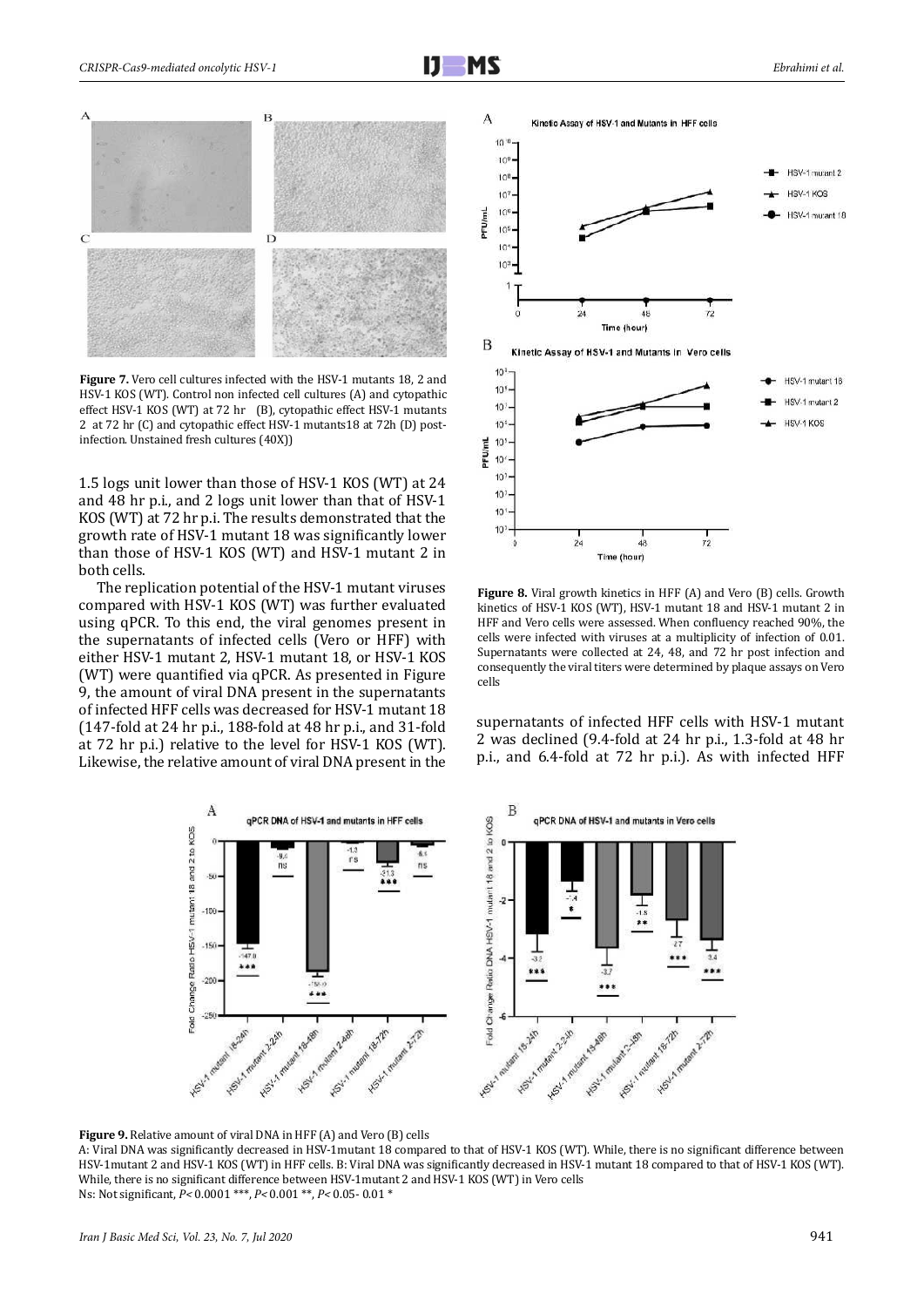**Figure 7.** Vero cell cultures infected with the HSV-1 mutants 18, 2 and HSV-1 KOS (WT). Control non infected cell cultures (A) and cytopathic effect HSV-1 KOS (WT) at 72 hr (B), cytopathic effect HSV-1 mutants 2 at 72 hr (C) and cytopathic effect HSV-1 mutants18 at 72h (D) post-infection. Unstained fresh cultures (40X))

1.5 logs unit lower than those of HSV-1 KOS (WT) at 24 and 48 hr p.i., and 2 logs unit lower than that of HSV-1 KOS (WT) at 72 hr p.i. The results demonstrated that the growth rate of HSV-1 mutant 18 was significantly lower than those of HSV-1 KOS (WT) and HSV-1 mutant 2 in both cells.

The replication potential of the HSV-1 mutant viruses compared with HSV-1 KOS (WT) was further evaluated using qPCR. To this end, the viral genomes present in the supernatants of infected cells (Vero or HFF) with either HSV-1 mutant 2, HSV-1 mutant 18, or HSV-1 KOS (WT) were quantified via qPCR. As presented in Figure 9, the amount of viral DNA present in the supernatants of infected HFF cells was decreased for HSV-1 mutant 18 (147-fold at 24 hr p.i., 188-fold at 48 hr p.i., and 31-fold at 72 hr p.i.) relative to the level for HSV-1 KOS (WT). Likewise, the relative amount of viral DNA present in the supernatants of infected HFF cells with HSV-1 mutant 2 was declined (9.4-fold at 24 hr p.i., 1.3-fold at 48 hr p.i., and 6.4-fold at 72 hr p.i.). As with infected HFF

**Figure 8.** Viral growth kinetics in HFF (A) and Vero (B) cells. Growth kinetics of HSV-1 KOS (WT), HSV-1 mutant 18 and HSV-1 mutant 2 in HFF and Vero cells were assessed. When confluency reached 90%, the cells were infected with viruses at a multiplicity of infection of 0.01. Supernatants were collected at 24, 48, and 72 hr post infection and consequently the viral titers were determined by plaque assays on Vero cells

**Figure 9.** Relative amount of viral DNA in HFF (A) and Vero (B) cells

A: Viral DNA was significantly decreased in HSV-1mutant 18 compared to that of HSV-1 KOS (WT). While, there is no significant difference between HSV-1mutant 2 and HSV-1 KOS (WT) in HFF cells. B: Viral DNA was significantly decreased in HSV-1 mutant 18 compared to that of HSV-1 KOS (WT). While, there is no significant difference between HSV-1mutant 2 and HSV-1 KOS (WT) in Vero cells

Ns: Not significant, $P < 0.0001$ ***, $P < 0.001$ **, $P < 0.05$- 0.01 *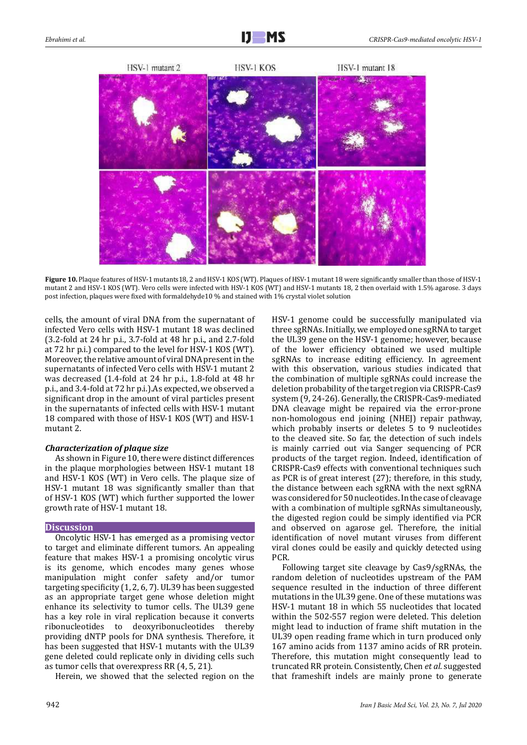HSV-1 mutant 2 HSV-1 KOS HSV-1 mutant 18

**Figure 10.** Plaque features of HSV-1 mutants 18, 2 and HSV-1 KOS (WT). Plaques of HSV-1 mutant 18 were significantly smaller than those of HSV-1 mutant 2 and HSV-1 KOS (WT). Vero cells were infected with HSV-1 KOS (WT) and HSV-1 mutants 18, 2 then overlaid with 1.5% agarose. 3 days post infection, plaques were fixed with formaldehyde10 % and stained with 1% crystal violet solution

cells, the amount of viral DNA from the supernatant of infected Vero cells with HSV-1 mutant 18 was declined (3.2-fold at 24 hr p.i., 3.7-fold at 48 hr p.i., and 2.7-fold at 72 hr p.i.) compared to the level for HSV-1 KOS (WT). Moreover, the relative amount of viral DNA present in the supernatants of infected Vero cells with HSV-1 mutant 2 was decreased (1.4-fold at 24 hr p.i., 1.8-fold at 48 hr p.i., and 3.4-fold at 72 hr p.i.).As expected, we observed a significant drop in the amount of viral particles present in the supernatants of infected cells with HSV-1 mutant 18 compared with those of HSV-1 KOS (WT) and HSV-1 mutant 2.

### *Characterization of plaque size*

As shown in Figure 10, there were distinct differences in the plaque morphologies between HSV-1 mutant 18 and HSV-1 KOS (WT) in Vero cells. The plaque size of HSV-1 mutant 18 was significantly smaller than that of HSV-1 KOS (WT) which further supported the lower growth rate of HSV-1 mutant 18.

## Discussion

Oncolytic HSV-1 has emerged as a promising vector to target and eliminate different tumors. An appealing feature that makes HSV-1 a promising oncolytic virus is its genome, which encodes many genes whose manipulation might confer safety and/or tumor targeting specificity (1, 2, 6, 7). UL39 has been suggested as an appropriate target gene whose deletion might enhance its selectivity to tumor cells. The UL39 gene has a key role in viral replication because it converts ribonucleotides to deoxyribonucleotides thereby providing dNTP pools for DNA synthesis. Therefore, it has been suggested that HSV-1 mutants with the UL39 gene deleted could replicate only in dividing cells such as tumor cells that overexpress RR (4, 5, 21).

Herein, we showed that the selected region on the HSV-1 genome could be successfully manipulated via three sgRNAs. Initially, we employed one sgRNA to target the UL39 gene on the HSV-1 genome; however, because of the lower efficiency obtained we used multiple sgRNAs to increase editing efficiency. In agreement with this observation, various studies indicated that the combination of multiple sgRNAs could increase the deletion probability of the target region via CRISPR-Cas9 system (9, 24-26). Generally, the CRISPR-Cas9-mediated DNA cleavage might be repaired via the error-prone non-homologous end joining (NHEJ) repair pathway, which probably inserts or deletes 5 to 9 nucleotides to the cleaved site. So far, the detection of such indels is mainly carried out via Sanger sequencing of PCR products of the target region. Indeed, identification of CRISPR-Cas9 effects with conventional techniques such as PCR is of great interest (27); therefore, in this study, the distance between each sgRNA with the next sgRNA was considered for 50 nucleotides. In the case of cleavage with a combination of multiple sgRNAs simultaneously, the digested region could be simply identified via PCR and observed on agarose gel. Therefore, the initial identification of novel mutant viruses from different viral clones could be easily and quickly detected using PCR.

Following target site cleavage by Cas9/sgRNAs, the random deletion of nucleotides upstream of the PAM sequence resulted in the induction of three different mutations in the UL39 gene. One of these mutations was HSV-1 mutant 18 in which 55 nucleotides that located within the 502-557 region were deleted. This deletion might lead to induction of frame shift mutation in the UL39 open reading frame which in turn produced only 167 amino acids from 1137 amino acids of RR protein. Therefore, this mutation might consequently lead to truncated RR protein. Consistently, Chen *et al.* suggested that frameshift indels are mainly prone to generate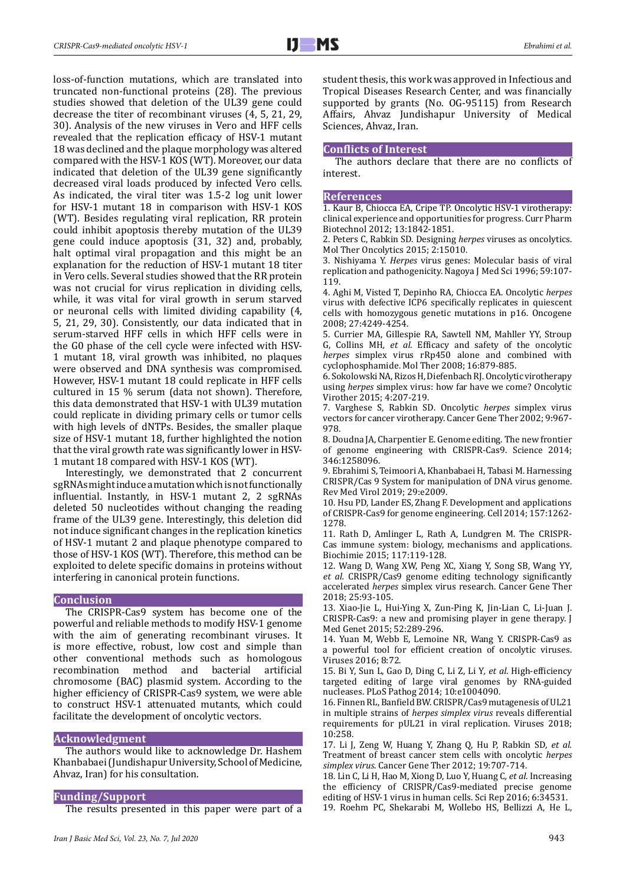loss-of-function mutations, which are translated into truncated non-functional proteins (28). The previous studies showed that deletion of the UL39 gene could decrease the titer of recombinant viruses (4, 5, 21, 29, 30). Analysis of the new viruses in Vero and HFF cells revealed that the replication efficacy of HSV-1 mutant 18 was declined and the plaque morphology was altered compared with the HSV-1 KOS (WT). Moreover, our data indicated that deletion of the UL39 gene significantly decreased viral loads produced by infected Vero cells. As indicated, the viral titer was 1.5-2 log unit lower for HSV-1 mutant 18 in comparison with HSV-1 KOS (WT). Besides regulating viral replication, RR protein could inhibit apoptosis thereby mutation of the UL39 gene could induce apoptosis (31, 32) and, probably, halt optimal viral propagation and this might be an explanation for the reduction of HSV-1 mutant 18 titer in Vero cells. Several studies showed that the RR protein was not crucial for virus replication in dividing cells, while, it was vital for viral growth in serum starved or neuronal cells with limited dividing capability (4, 5, 21, 29, 30). Consistently, our data indicated that in serum-starved HFF cells in which HFF cells were in the G0 phase of the cell cycle were infected with HSV-1 mutant 18, viral growth was inhibited, no plaques were observed and DNA synthesis was compromised. However, HSV-1 mutant 18 could replicate in HFF cells cultured in 15 % serum (data not shown). Therefore, this data demonstrated that HSV-1 with UL39 mutation could replicate in dividing primary cells or tumor cells with high levels of dNTPs. Besides, the smaller plaque size of HSV-1 mutant 18, further highlighted the notion that the viral growth rate was significantly lower in HSV-1 mutant 18 compared with HSV-1 KOS (WT).

Interestingly, we demonstrated that 2 concurrent sgRNAs might induce a mutation which is not functionally influential. Instantly, in HSV-1 mutant 2, 2 sgRNAs deleted 50 nucleotides without changing the reading frame of the UL39 gene. Interestingly, this deletion did not induce significant changes in the replication kinetics of HSV-1 mutant 2 and plaque phenotype compared to those of HSV-1 KOS (WT). Therefore, this method can be exploited to delete specific domains in proteins without interfering in canonical protein functions.

## Conclusion

The CRISPR-Cas9 system has become one of the powerful and reliable methods to modify HSV-1 genome with the aim of generating recombinant viruses. It is more effective, robust, low cost and simple than other conventional methods such as homologous recombination method and bacterial artificial chromosome (BAC) plasmid system. According to the higher efficiency of CRISPR-Cas9 system, we were able to construct HSV-1 attenuated mutants, which could facilitate the development of oncolytic vectors.

## Acknowledgment

The authors would like to acknowledge Dr. Hashem Khanbabaei (Jundishapur University, School of Medicine, Ahvaz, Iran) for his consultation.

## Funding/Support

The results presented in this paper were part of a student thesis, this work was approved in Infectious and Tropical Diseases Research Center, and was financially supported by grants (No. OG-95115) from Research Affairs, Ahvaz Jundishapur University of Medical Sciences, Ahvaz, Iran.

## Conflicts of Interest

The authors declare that there are no conflicts of interest.

## References

1. Kaur B, Chiocca EA, Cripe TP. Oncolytic HSV-1 virotherapy: clinical experience and opportunities for progress. Curr Pharm Biotechnol 2012; 13:1842-1851.
2. Peters C, Rabkin SD. Designing *herpes* viruses as oncolytics. Mol Ther Oncolytics 2015; 2:15010.
3. Nishiyama Y. *Herpes* virus genes: Molecular basis of viral replication and pathogenicity. Nagoya J Med Sci 1996; 59:107-119.
4. Aghi M, Visted T, Depinho RA, Chiocca EA. Oncolytic *herpes* virus with defective ICP6 specifically replicates in quiescent cells with homozygous genetic mutations in p16. Oncogene 2008; 27:4249-4254.
5. Currier MA, Gillespie RA, Sawtell NM, Mahller YY, Stroup G, Collins MH, *et al.* Efficacy and safety of the oncolytic *herpes* simplex virus rRp450 alone and combined with cyclophosphamide. Mol Ther 2008; 16:879-885.
6. Sokolowski NA, Rizos H, Diefenbach RJ. Oncolytic virotherapy using *herpes* simplex virus: how far have we come? Oncolytic Virother 2015; 4:207-219.
7. Varghese S, Rabkin SD. Oncolytic *herpes* simplex virus vectors for cancer virotherapy. Cancer Gene Ther 2002; 9:967-978.
8. Doudna JA, Charpentier E. Genome editing. The new frontier of genome engineering with CRISPR-Cas9. Science 2014; 346:1258096.
9. Ebrahimi S, Teimoori A, Khanbabaei H, Tabasi M. Harnessing CRISPR/Cas 9 System for manipulation of DNA virus genome. Rev Med Virol 2019; 29:e2009.
10. Hsu PD, Lander ES, Zhang F. Development and applications of CRISPR-Cas9 for genome engineering. Cell 2014; 157:1262-1278.
11. Rath D, Amlinger L, Rath A, Lundgren M. The CRISPR-Cas immune system: biology, mechanisms and applications. Biochimie 2015; 117:119-128.
12. Wang D, Wang XW, Peng XC, Xiang Y, Song SB, Wang YY, *et al.* CRISPR/Cas9 genome editing technology significantly accelerated *herpes* simplex virus research. Cancer Gene Ther 2018; 25:93-105.
13. Xiao-Jie L, Hui-Ying X, Zun-Ping K, Jin-Lian C, Li-Juan J. CRISPR-Cas9: a new and promising player in gene therapy. J Med Genet 2015; 52:289-296.
14. Yuan M, Webb E, Lemoine NR, Wang Y. CRISPR-Cas9 as a powerful tool for efficient creation of oncolytic viruses. Viruses 2016; 8:72.
15. Bi Y, Sun L, Gao D, Ding C, Li Z, Li Y, *et al.* High-efficiency targeted editing of large viral genomes by RNA-guided nucleases. PLoS Pathog 2014; 10:e1004090.
16. Finnen RL, Banfield BW. CRISPR/Cas9 mutagenesis of UL21 in multiple strains of *herpes simplex virus* reveals differential requirements for pUL21 in viral replication. Viruses 2018; 10:258.
17. Li J, Zeng W, Huang Y, Zhang Q, Hu P, Rabkin SD, *et al.* Treatment of breast cancer stem cells with oncolytic *herpes simplex virus*. Cancer Gene Ther 2012; 19:707-714.
18. Lin C, Li H, Hao M, Xiong D, Luo Y, Huang C, *et al.* Increasing the efficiency of CRISPR/Cas9-mediated precise genome editing of HSV-1 virus in human cells. Sci Rep 2016; 6:34531.
19. Roehm PC, Shekarabi M, Wollebo HS, Bellizzi A, He L,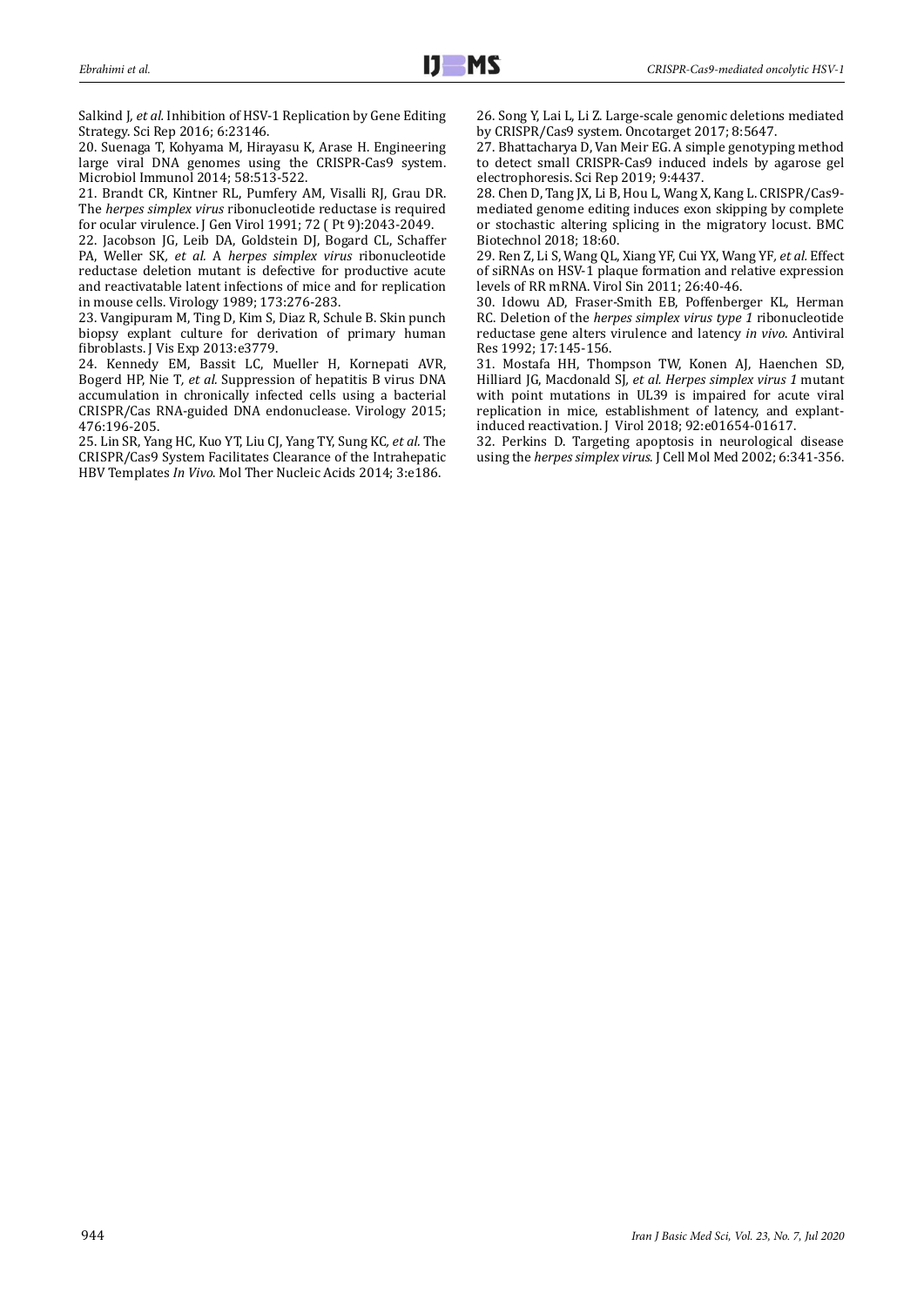Salkind J*, et al*. Inhibition of HSV-1 Replication by Gene Editing Strategy. Sci Rep 2016; 6:23146.

20. Suenaga T, Kohyama M, Hirayasu K, Arase H. Engineering large viral DNA genomes using the CRISPR-Cas9 system. Microbiol Immunol 2014; 58:513-522.

21. Brandt CR, Kintner RL, Pumfery AM, Visalli RJ, Grau DR. The *herpes simplex virus* ribonucleotide reductase is required for ocular virulence. J Gen Virol 1991; 72 ( Pt 9):2043-2049.

22. Jacobson JG, Leib DA, Goldstein DJ, Bogard CL, Schaffer PA, Weller SK*, et al.* A *herpes simplex virus* ribonucleotide reductase deletion mutant is defective for productive acute and reactivatable latent infections of mice and for replication in mouse cells. Virology 1989; 173:276-283.

23. Vangipuram M, Ting D, Kim S, Diaz R, Schule B. Skin punch biopsy explant culture for derivation of primary human fibroblasts. J Vis Exp 2013:e3779.

24. Kennedy EM, Bassit LC, Mueller H, Kornepati AVR, Bogerd HP, Nie T*, et al.* Suppression of hepatitis B virus DNA accumulation in chronically infected cells using a bacterial CRISPR/Cas RNA-guided DNA endonuclease. Virology 2015; 476:196-205.

25. Lin SR, Yang HC, Kuo YT, Liu CJ, Yang TY, Sung KC*, et al*. The CRISPR/Cas9 System Facilitates Clearance of the Intrahepatic HBV Templates *In Vivo*. Mol Ther Nucleic Acids 2014; 3:e186.

26. Song Y, Lai L, Li Z. Large-scale genomic deletions mediated by CRISPR/Cas9 system. Oncotarget 2017; 8:5647.

27. Bhattacharya D, Van Meir EG. A simple genotyping method to detect small CRISPR-Cas9 induced indels by agarose gel electrophoresis. Sci Rep 2019; 9:4437.

28. Chen D, Tang JX, Li B, Hou L, Wang X, Kang L. CRISPR/Cas9-mediated genome editing induces exon skipping by complete or stochastic altering splicing in the migratory locust. BMC Biotechnol 2018; 18:60.

29. Ren Z, Li S, Wang QL, Xiang YF, Cui YX, Wang YF*, et al*. Effect of siRNAs on HSV-1 plaque formation and relative expression levels of RR mRNA. Virol Sin 2011; 26:40-46.

30. Idowu AD, Fraser-Smith EB, Poffenberger KL, Herman RC. Deletion of the *herpes simplex virus type 1* ribonucleotide reductase gene alters virulence and latency *in vivo*. Antiviral Res 1992; 17:145-156.

31. Mostafa HH, Thompson TW, Konen AJ, Haenchen SD, Hilliard JG, Macdonald SJ*, et al. Herpes simplex virus 1* mutant with point mutations in UL39 is impaired for acute viral replication in mice, establishment of latency, and explant-induced reactivation. J Virol 2018; 92:e01654-01617.

32. Perkins D. Targeting apoptosis in neurological disease using the *herpes simplex virus*. J Cell Mol Med 2002; 6:341-356.